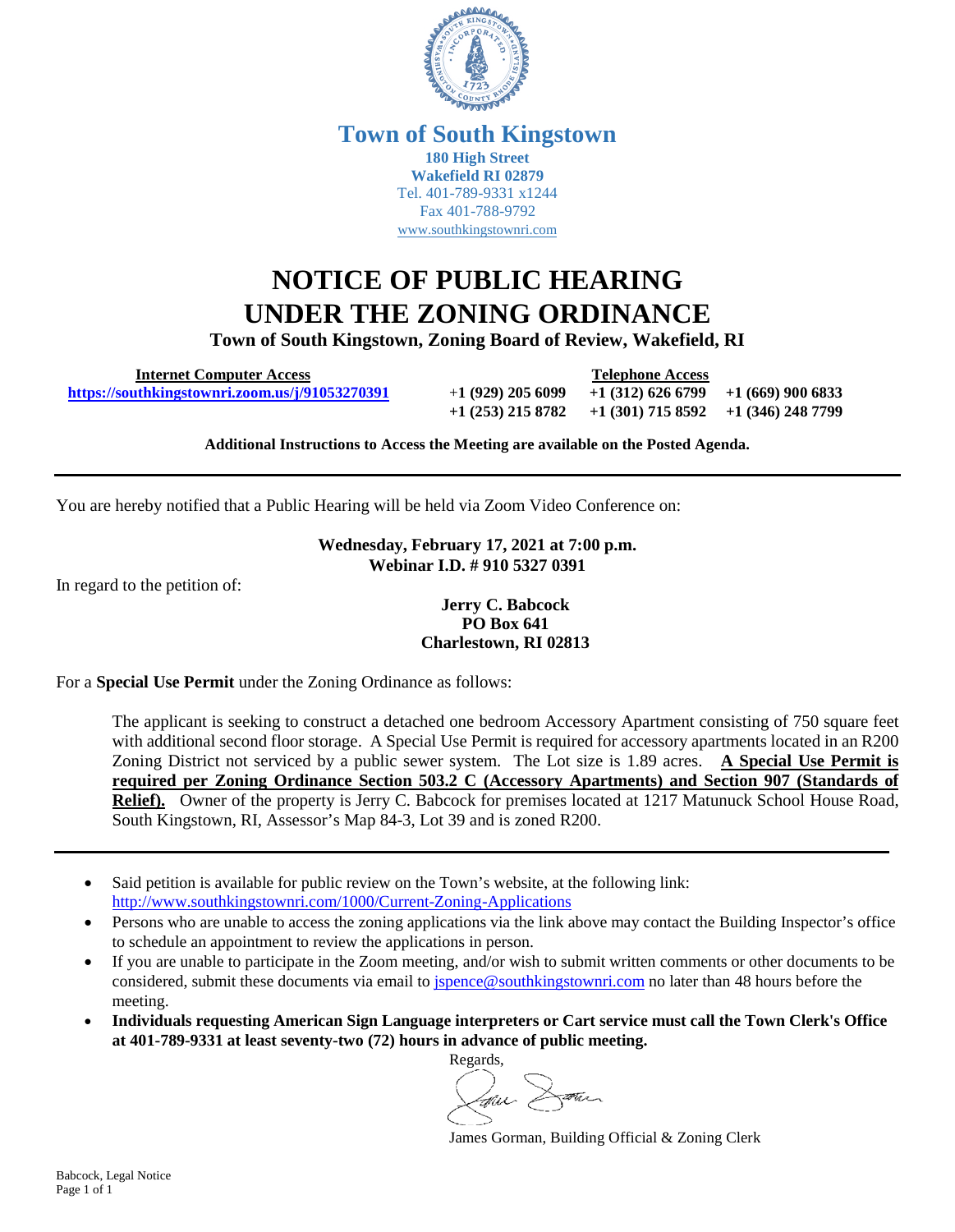# Town of South Kingstown

**180 High Street**
**Wakefield RI 02879**
Tel. 401-789-9331 x1244
Fax 401-788-9792
www.southkingstownri.com

# NOTICE OF PUBLIC HEARING UNDER THE ZONING ORDINANCE

**Town of South Kingstown, Zoning Board of Review, Wakefield, RI**

| Internet Computer Access | Telephone Access | | |
|---|---|---|---|
| https://southkingstownri.zoom.us/j/91053270391 | +1 (929) 205 6099 | +1 (312) 626 6799 | +1 (669) 900 6833 |
| | +1 (253) 215 8782 | +1 (301) 715 8592 | +1 (346) 248 7799 |

**Additional Instructions to Access the Meeting are available on the Posted Agenda.**

---

You are hereby notified that a Public Hearing will be held via Zoom Video Conference on:

**Wednesday, February 17, 2021 at 7:00 p.m.**
**Webinar I.D. # 910 5327 0391**

In regard to the petition of:

**Jerry C. Babcock**
**PO Box 641**
**Charlestown, RI 02813**

For a **Special Use Permit** under the Zoning Ordinance as follows:

The applicant is seeking to construct a detached one bedroom Accessory Apartment consisting of 750 square feet with additional second floor storage. A Special Use Permit is required for accessory apartments located in an R200 Zoning District not serviced by a public sewer system. The Lot size is 1.89 acres. **A Special Use Permit is required per Zoning Ordinance Section 503.2 C (Accessory Apartments) and Section 907 (Standards of Relief).** Owner of the property is Jerry C. Babcock for premises located at 1217 Matunuck School House Road, South Kingstown, RI, Assessor's Map 84-3, Lot 39 and is zoned R200.

---

- Said petition is available for public review on the Town's website, at the following link: http://www.southkingstownri.com/1000/Current-Zoning-Applications
- Persons who are unable to access the zoning applications via the link above may contact the Building Inspector's office to schedule an appointment to review the applications in person.
- If you are unable to participate in the Zoom meeting, and/or wish to submit written comments or other documents to be considered, submit these documents via email to jspence@southkingstownri.com no later than 48 hours before the meeting.
- **Individuals requesting American Sign Language interpreters or Cart service must call the Town Clerk's Office at 401-789-9331 at least seventy-two (72) hours in advance of public meeting.**

Regards,

James Gorman, Building Official & Zoning Clerk

Babcock, Legal Notice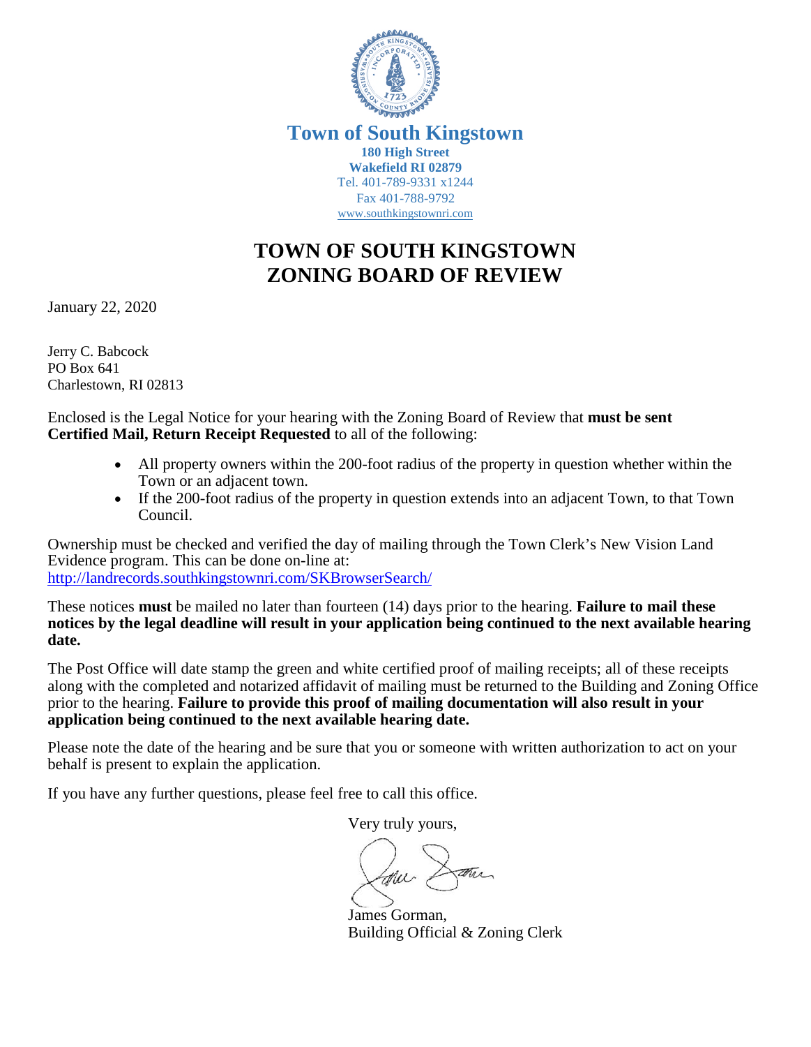**Town of South Kingstown**
**180 High Street**
**Wakefield RI 02879**
Tel. 401-789-9331 x1244
Fax 401-788-9792
www.southkingstownri.com

# TOWN OF SOUTH KINGSTOWN
# ZONING BOARD OF REVIEW

January 22, 2020

Jerry C. Babcock
PO Box 641
Charlestown, RI 02813

Enclosed is the Legal Notice for your hearing with the Zoning Board of Review that **must be sent Certified Mail, Return Receipt Requested** to all of the following:

- All property owners within the 200-foot radius of the property in question whether within the Town or an adjacent town.
- If the 200-foot radius of the property in question extends into an adjacent Town, to that Town Council.

Ownership must be checked and verified the day of mailing through the Town Clerk's New Vision Land Evidence program. This can be done on-line at:
http://landrecords.southkingstownri.com/SKBrowserSearch/

These notices **must** be mailed no later than fourteen (14) days prior to the hearing. **Failure to mail these notices by the legal deadline will result in your application being continued to the next available hearing date.**

The Post Office will date stamp the green and white certified proof of mailing receipts; all of these receipts along with the completed and notarized affidavit of mailing must be returned to the Building and Zoning Office prior to the hearing. **Failure to provide this proof of mailing documentation will also result in your application being continued to the next available hearing date.**

Please note the date of the hearing and be sure that you or someone with written authorization to act on your behalf is present to explain the application.

If you have any further questions, please feel free to call this office.

Very truly yours,

James Gorman,
Building Official & Zoning Clerk